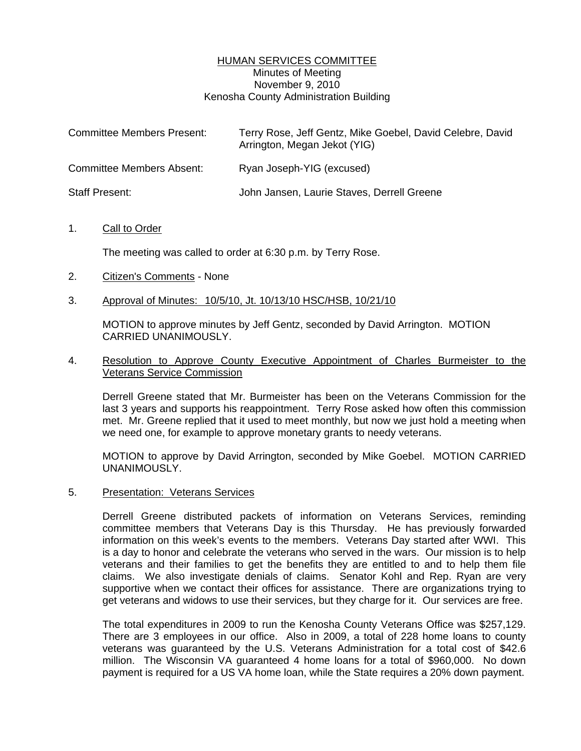# HUMAN SERVICES COMMITTEE

Minutes of Meeting
November 9, 2010
Kenosha County Administration Building

| | |
|---|---|
| Committee Members Present: | Terry Rose, Jeff Gentz, Mike Goebel, David Celebre, David Arrington, Megan Jekot (YIG) |
| Committee Members Absent: | Ryan Joseph-YIG (excused) |
| Staff Present: | John Jansen, Laurie Staves, Derrell Greene |

1. Call to Order

   The meeting was called to order at 6:30 p.m. by Terry Rose.

2. Citizen's Comments - None

3. Approval of Minutes: 10/5/10, Jt. 10/13/10 HSC/HSB, 10/21/10

   MOTION to approve minutes by Jeff Gentz, seconded by David Arrington. MOTION CARRIED UNANIMOUSLY.

4. Resolution to Approve County Executive Appointment of Charles Burmeister to the Veterans Service Commission

   Derrell Greene stated that Mr. Burmeister has been on the Veterans Commission for the last 3 years and supports his reappointment. Terry Rose asked how often this commission met. Mr. Greene replied that it used to meet monthly, but now we just hold a meeting when we need one, for example to approve monetary grants to needy veterans.

   MOTION to approve by David Arrington, seconded by Mike Goebel. MOTION CARRIED UNANIMOUSLY.

5. Presentation: Veterans Services

   Derrell Greene distributed packets of information on Veterans Services, reminding committee members that Veterans Day is this Thursday. He has previously forwarded information on this week's events to the members. Veterans Day started after WWI. This is a day to honor and celebrate the veterans who served in the wars. Our mission is to help veterans and their families to get the benefits they are entitled to and to help them file claims. We also investigate denials of claims. Senator Kohl and Rep. Ryan are very supportive when we contact their offices for assistance. There are organizations trying to get veterans and widows to use their services, but they charge for it. Our services are free.

   The total expenditures in 2009 to run the Kenosha County Veterans Office was $257,129. There are 3 employees in our office. Also in 2009, a total of 228 home loans to county veterans was guaranteed by the U.S. Veterans Administration for a total cost of $42.6 million. The Wisconsin VA guaranteed 4 home loans for a total of $960,000. No down payment is required for a US VA home loan, while the State requires a 20% down payment.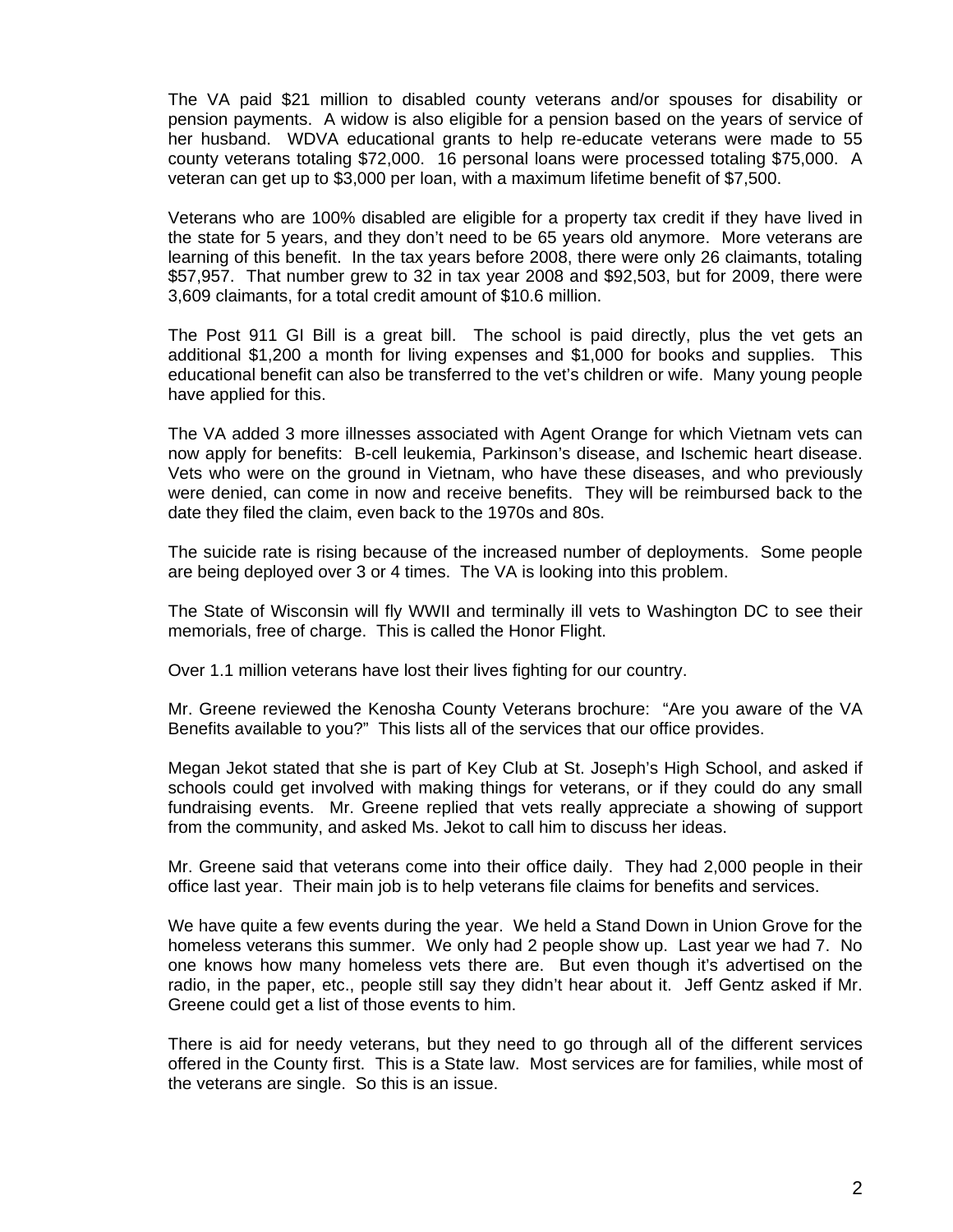The VA paid $21 million to disabled county veterans and/or spouses for disability or pension payments. A widow is also eligible for a pension based on the years of service of her husband. WDVA educational grants to help re-educate veterans were made to 55 county veterans totaling $72,000. 16 personal loans were processed totaling $75,000. A veteran can get up to $3,000 per loan, with a maximum lifetime benefit of $7,500.

Veterans who are 100% disabled are eligible for a property tax credit if they have lived in the state for 5 years, and they don't need to be 65 years old anymore. More veterans are learning of this benefit. In the tax years before 2008, there were only 26 claimants, totaling $57,957. That number grew to 32 in tax year 2008 and $92,503, but for 2009, there were 3,609 claimants, for a total credit amount of $10.6 million.

The Post 911 GI Bill is a great bill. The school is paid directly, plus the vet gets an additional $1,200 a month for living expenses and $1,000 for books and supplies. This educational benefit can also be transferred to the vet's children or wife. Many young people have applied for this.

The VA added 3 more illnesses associated with Agent Orange for which Vietnam vets can now apply for benefits: B-cell leukemia, Parkinson's disease, and Ischemic heart disease. Vets who were on the ground in Vietnam, who have these diseases, and who previously were denied, can come in now and receive benefits. They will be reimbursed back to the date they filed the claim, even back to the 1970s and 80s.

The suicide rate is rising because of the increased number of deployments. Some people are being deployed over 3 or 4 times. The VA is looking into this problem.

The State of Wisconsin will fly WWII and terminally ill vets to Washington DC to see their memorials, free of charge. This is called the Honor Flight.

Over 1.1 million veterans have lost their lives fighting for our country.

Mr. Greene reviewed the Kenosha County Veterans brochure: "Are you aware of the VA Benefits available to you?" This lists all of the services that our office provides.

Megan Jekot stated that she is part of Key Club at St. Joseph's High School, and asked if schools could get involved with making things for veterans, or if they could do any small fundraising events. Mr. Greene replied that vets really appreciate a showing of support from the community, and asked Ms. Jekot to call him to discuss her ideas.

Mr. Greene said that veterans come into their office daily. They had 2,000 people in their office last year. Their main job is to help veterans file claims for benefits and services.

We have quite a few events during the year. We held a Stand Down in Union Grove for the homeless veterans this summer. We only had 2 people show up. Last year we had 7. No one knows how many homeless vets there are. But even though it's advertised on the radio, in the paper, etc., people still say they didn't hear about it. Jeff Gentz asked if Mr. Greene could get a list of those events to him.

There is aid for needy veterans, but they need to go through all of the different services offered in the County first. This is a State law. Most services are for families, while most of the veterans are single. So this is an issue.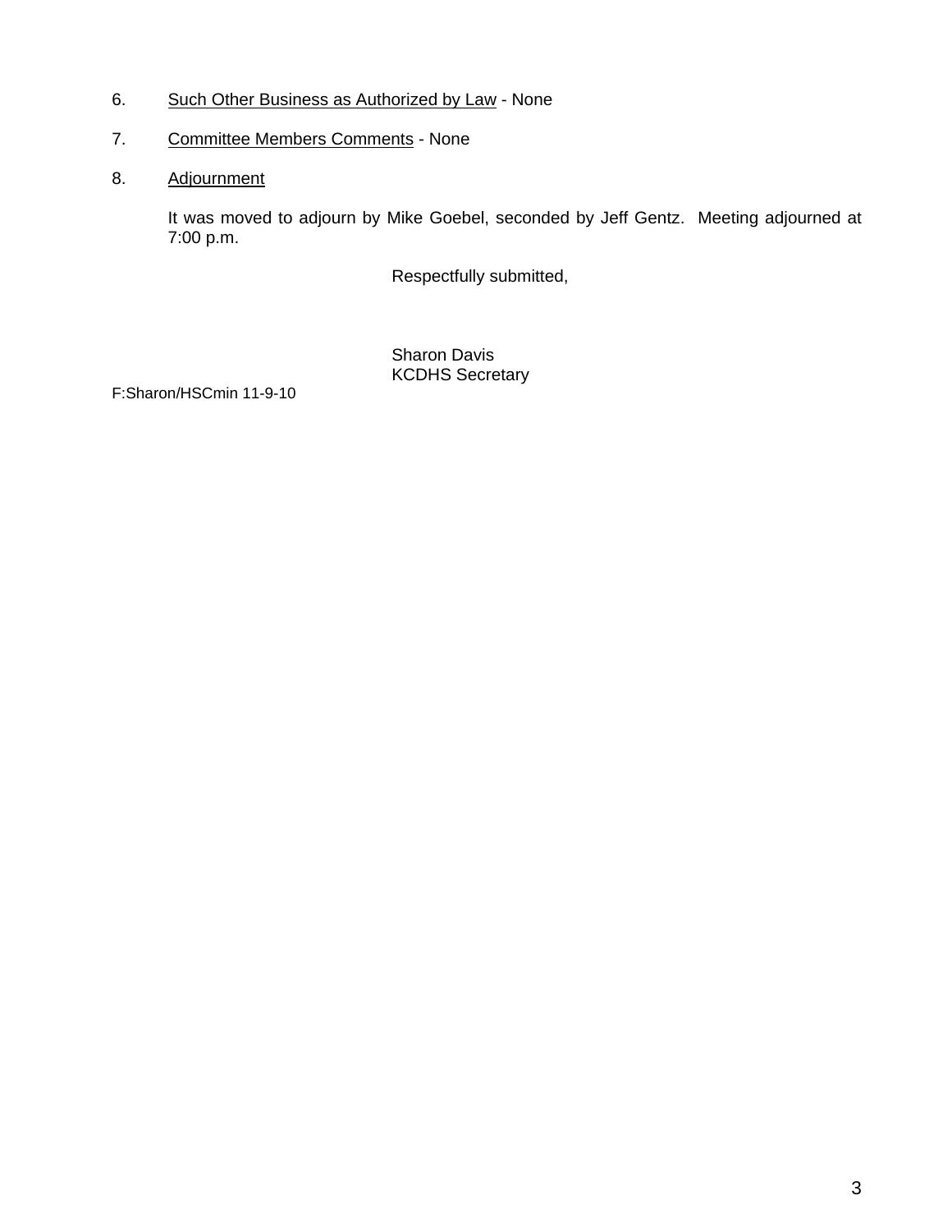6. Such Other Business as Authorized by Law - None

7. Committee Members Comments - None

8. Adjournment

   It was moved to adjourn by Mike Goebel, seconded by Jeff Gentz. Meeting adjourned at 7:00 p.m.

Respectfully submitted,

Sharon Davis
KCDHS Secretary

F:Sharon/HSCmin 11-9-10